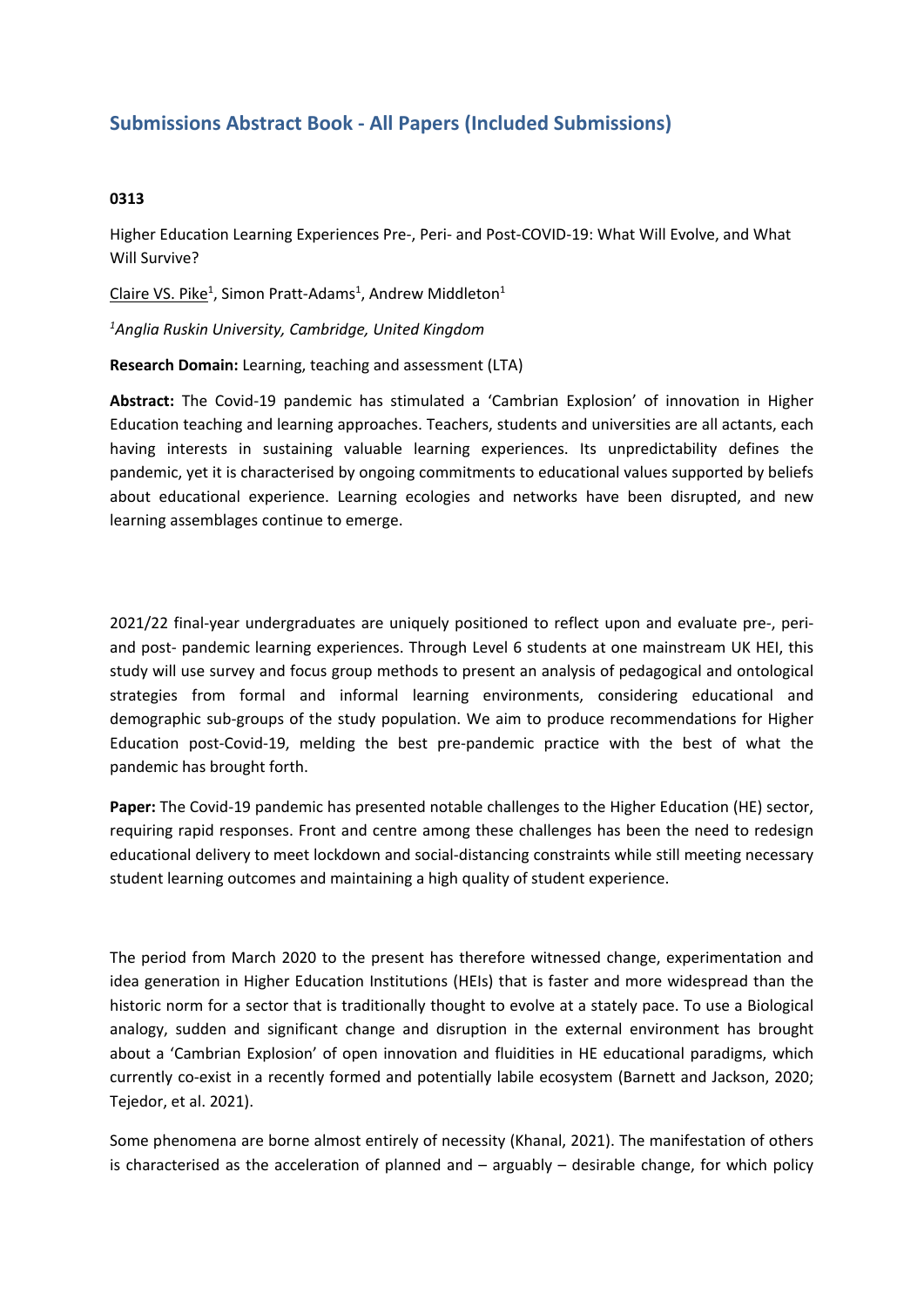# Submissions Abstract Book - All Papers (Included Submissions)

**0313**

Higher Education Learning Experiences Pre-, Peri- and Post-COVID-19: What Will Evolve, and What Will Survive?

Claire VS. Pike[1], Simon Pratt-Adams[1], Andrew Middleton[1]

*[1]Anglia Ruskin University, Cambridge, United Kingdom*

**Research Domain:** Learning, teaching and assessment (LTA)

**Abstract:** The Covid-19 pandemic has stimulated a 'Cambrian Explosion' of innovation in Higher Education teaching and learning approaches. Teachers, students and universities are all actants, each having interests in sustaining valuable learning experiences. Its unpredictability defines the pandemic, yet it is characterised by ongoing commitments to educational values supported by beliefs about educational experience. Learning ecologies and networks have been disrupted, and new learning assemblages continue to emerge.

2021/22 final-year undergraduates are uniquely positioned to reflect upon and evaluate pre-, peri- and post- pandemic learning experiences. Through Level 6 students at one mainstream UK HEI, this study will use survey and focus group methods to present an analysis of pedagogical and ontological strategies from formal and informal learning environments, considering educational and demographic sub-groups of the study population. We aim to produce recommendations for Higher Education post-Covid-19, melding the best pre-pandemic practice with the best of what the pandemic has brought forth.

**Paper:** The Covid-19 pandemic has presented notable challenges to the Higher Education (HE) sector, requiring rapid responses. Front and centre among these challenges has been the need to redesign educational delivery to meet lockdown and social-distancing constraints while still meeting necessary student learning outcomes and maintaining a high quality of student experience.

The period from March 2020 to the present has therefore witnessed change, experimentation and idea generation in Higher Education Institutions (HEIs) that is faster and more widespread than the historic norm for a sector that is traditionally thought to evolve at a stately pace. To use a Biological analogy, sudden and significant change and disruption in the external environment has brought about a 'Cambrian Explosion' of open innovation and fluidities in HE educational paradigms, which currently co-exist in a recently formed and potentially labile ecosystem (Barnett and Jackson, 2020; Tejedor, et al. 2021).

Some phenomena are borne almost entirely of necessity (Khanal, 2021). The manifestation of others is characterised as the acceleration of planned and – arguably – desirable change, for which policy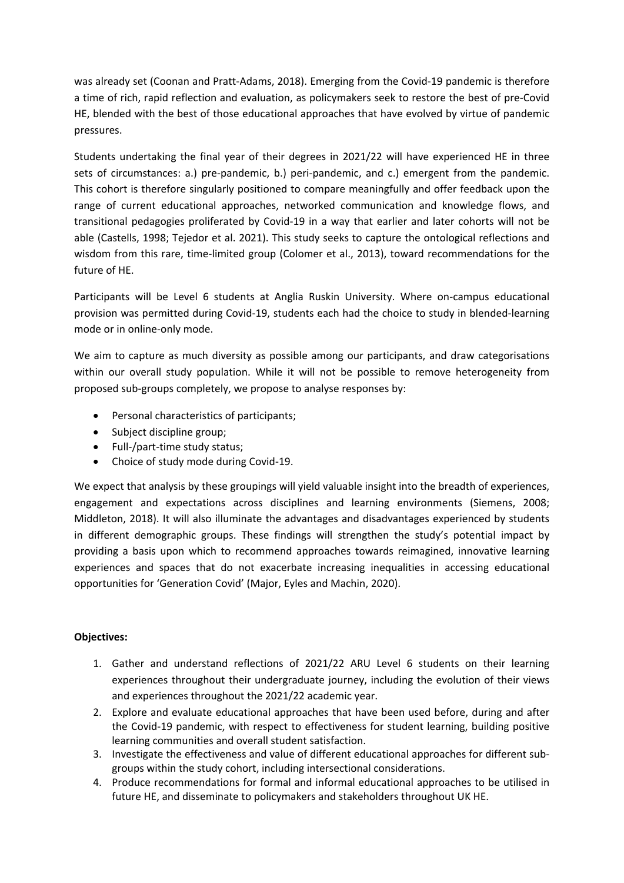was already set (Coonan and Pratt-Adams, 2018). Emerging from the Covid-19 pandemic is therefore a time of rich, rapid reflection and evaluation, as policymakers seek to restore the best of pre-Covid HE, blended with the best of those educational approaches that have evolved by virtue of pandemic pressures.

Students undertaking the final year of their degrees in 2021/22 will have experienced HE in three sets of circumstances: a.) pre-pandemic, b.) peri-pandemic, and c.) emergent from the pandemic. This cohort is therefore singularly positioned to compare meaningfully and offer feedback upon the range of current educational approaches, networked communication and knowledge flows, and transitional pedagogies proliferated by Covid-19 in a way that earlier and later cohorts will not be able (Castells, 1998; Tejedor et al. 2021). This study seeks to capture the ontological reflections and wisdom from this rare, time-limited group (Colomer et al., 2013), toward recommendations for the future of HE.

Participants will be Level 6 students at Anglia Ruskin University. Where on-campus educational provision was permitted during Covid-19, students each had the choice to study in blended-learning mode or in online-only mode.

We aim to capture as much diversity as possible among our participants, and draw categorisations within our overall study population. While it will not be possible to remove heterogeneity from proposed sub-groups completely, we propose to analyse responses by:

- Personal characteristics of participants;
- Subject discipline group;
- Full-/part-time study status;
- Choice of study mode during Covid-19.

We expect that analysis by these groupings will yield valuable insight into the breadth of experiences, engagement and expectations across disciplines and learning environments (Siemens, 2008; Middleton, 2018). It will also illuminate the advantages and disadvantages experienced by students in different demographic groups. These findings will strengthen the study's potential impact by providing a basis upon which to recommend approaches towards reimagined, innovative learning experiences and spaces that do not exacerbate increasing inequalities in accessing educational opportunities for 'Generation Covid' (Major, Eyles and Machin, 2020).

**Objectives:**

1. Gather and understand reflections of 2021/22 ARU Level 6 students on their learning experiences throughout their undergraduate journey, including the evolution of their views and experiences throughout the 2021/22 academic year.
2. Explore and evaluate educational approaches that have been used before, during and after the Covid-19 pandemic, with respect to effectiveness for student learning, building positive learning communities and overall student satisfaction.
3. Investigate the effectiveness and value of different educational approaches for different sub-groups within the study cohort, including intersectional considerations.
4. Produce recommendations for formal and informal educational approaches to be utilised in future HE, and disseminate to policymakers and stakeholders throughout UK HE.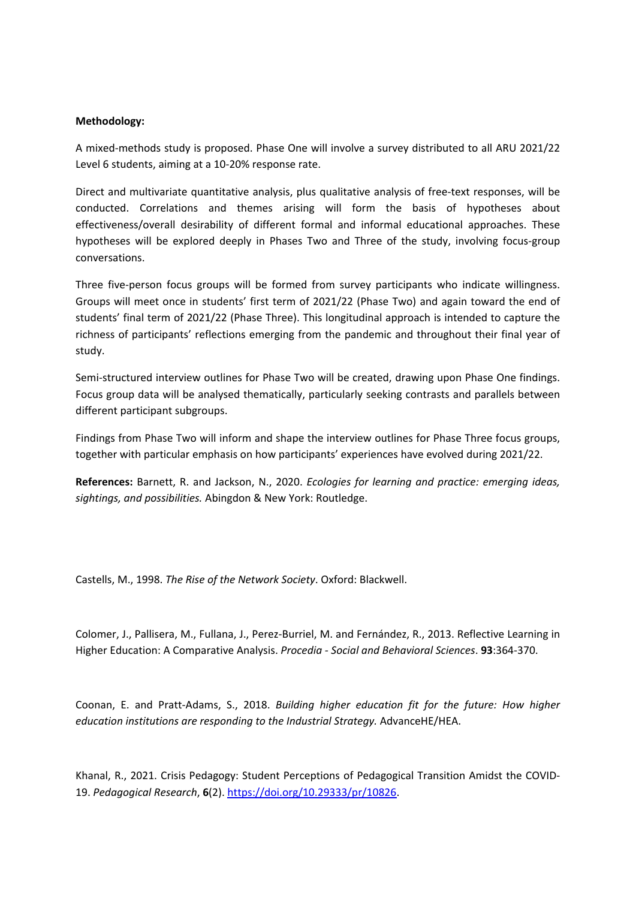**Methodology:**

A mixed-methods study is proposed. Phase One will involve a survey distributed to all ARU 2021/22 Level 6 students, aiming at a 10-20% response rate.

Direct and multivariate quantitative analysis, plus qualitative analysis of free-text responses, will be conducted. Correlations and themes arising will form the basis of hypotheses about effectiveness/overall desirability of different formal and informal educational approaches. These hypotheses will be explored deeply in Phases Two and Three of the study, involving focus-group conversations.

Three five-person focus groups will be formed from survey participants who indicate willingness. Groups will meet once in students' first term of 2021/22 (Phase Two) and again toward the end of students' final term of 2021/22 (Phase Three). This longitudinal approach is intended to capture the richness of participants' reflections emerging from the pandemic and throughout their final year of study.

Semi-structured interview outlines for Phase Two will be created, drawing upon Phase One findings. Focus group data will be analysed thematically, particularly seeking contrasts and parallels between different participant subgroups.

Findings from Phase Two will inform and shape the interview outlines for Phase Three focus groups, together with particular emphasis on how participants' experiences have evolved during 2021/22.

**References:** Barnett, R. and Jackson, N., 2020. *Ecologies for learning and practice: emerging ideas, sightings, and possibilities.* Abingdon & New York: Routledge.

Castells, M., 1998. *The Rise of the Network Society*. Oxford: Blackwell.

Colomer, J., Pallisera, M., Fullana, J., Perez-Burriel, M. and Fernández, R., 2013. Reflective Learning in Higher Education: A Comparative Analysis. *Procedia - Social and Behavioral Sciences*. **93**:364-370.

Coonan, E. and Pratt-Adams, S., 2018. *Building higher education fit for the future: How higher education institutions are responding to the Industrial Strategy.* AdvanceHE/HEA.

Khanal, R., 2021. Crisis Pedagogy: Student Perceptions of Pedagogical Transition Amidst the COVID-19. *Pedagogical Research*, **6**(2). https://doi.org/10.29333/pr/10826.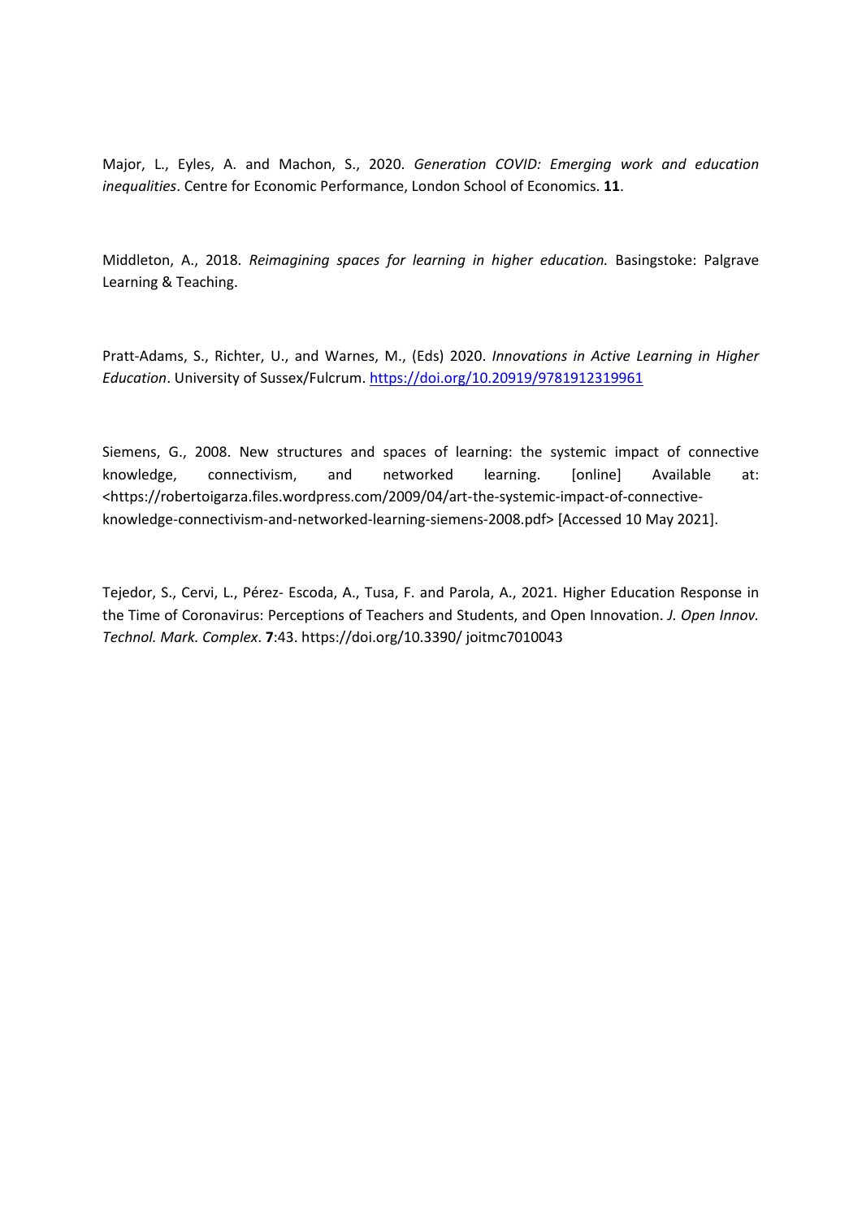Major, L., Eyles, A. and Machon, S., 2020. *Generation COVID: Emerging work and education inequalities*. Centre for Economic Performance, London School of Economics. **11**.

Middleton, A., 2018. *Reimagining spaces for learning in higher education.* Basingstoke: Palgrave Learning & Teaching.

Pratt-Adams, S., Richter, U., and Warnes, M., (Eds) 2020. *Innovations in Active Learning in Higher Education*. University of Sussex/Fulcrum. https://doi.org/10.20919/9781912319961

Siemens, G., 2008. New structures and spaces of learning: the systemic impact of connective knowledge, connectivism, and networked learning. [online] Available at: <https://robertoigarza.files.wordpress.com/2009/04/art-the-systemic-impact-of-connective-knowledge-connectivism-and-networked-learning-siemens-2008.pdf> [Accessed 10 May 2021].

Tejedor, S., Cervi, L., Pérez- Escoda, A., Tusa, F. and Parola, A., 2021. Higher Education Response in the Time of Coronavirus: Perceptions of Teachers and Students, and Open Innovation. *J. Open Innov. Technol. Mark. Complex*. **7**:43. https://doi.org/10.3390/ joitmc7010043